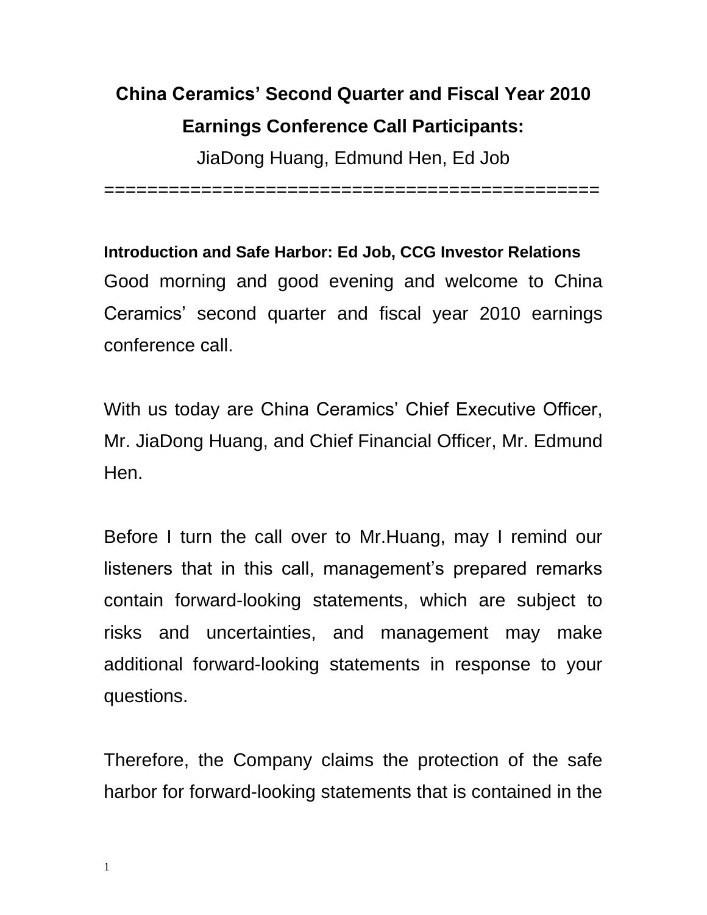# China Ceramics' Second Quarter and Fiscal Year 2010 Earnings Conference Call Participants:

JiaDong Huang, Edmund Hen, Ed Job

==============================================

**Introduction and Safe Harbor: Ed Job, CCG Investor Relations**

Good morning and good evening and welcome to China Ceramics' second quarter and fiscal year 2010 earnings conference call.

With us today are China Ceramics' Chief Executive Officer, Mr. JiaDong Huang, and Chief Financial Officer, Mr. Edmund Hen.

Before I turn the call over to Mr.Huang, may I remind our listeners that in this call, management's prepared remarks contain forward-looking statements, which are subject to risks and uncertainties, and management may make additional forward-looking statements in response to your questions.

Therefore, the Company claims the protection of the safe harbor for forward-looking statements that is contained in the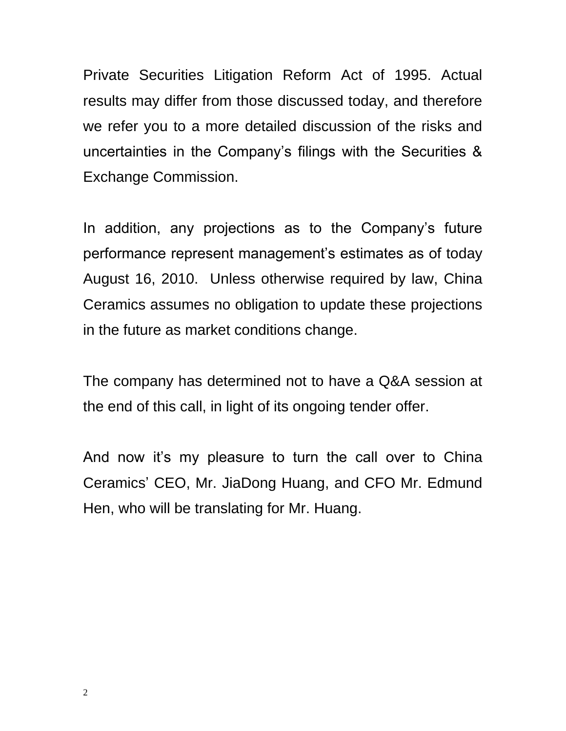Private Securities Litigation Reform Act of 1995. Actual results may differ from those discussed today, and therefore we refer you to a more detailed discussion of the risks and uncertainties in the Company's filings with the Securities & Exchange Commission.

In addition, any projections as to the Company's future performance represent management's estimates as of today August 16, 2010. Unless otherwise required by law, China Ceramics assumes no obligation to update these projections in the future as market conditions change.

The company has determined not to have a Q&A session at the end of this call, in light of its ongoing tender offer.

And now it's my pleasure to turn the call over to China Ceramics' CEO, Mr. JiaDong Huang, and CFO Mr. Edmund Hen, who will be translating for Mr. Huang.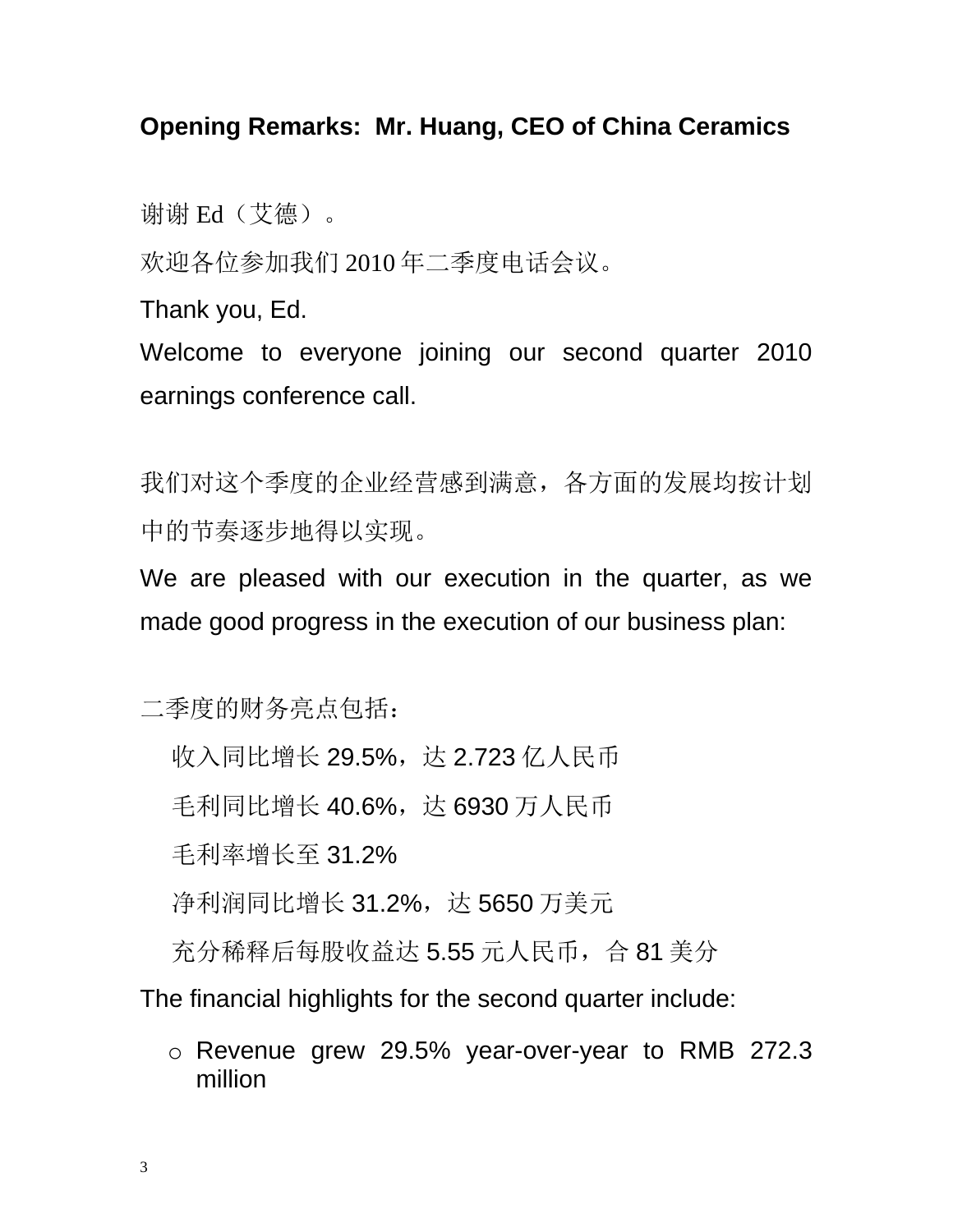**Opening Remarks: Mr. Huang, CEO of China Ceramics**

谢谢 Ed（艾德）。

欢迎各位参加我们 2010 年二季度电话会议。

Thank you, Ed.

Welcome to everyone joining our second quarter 2010 earnings conference call.

我们对这个季度的企业经营感到满意，各方面的发展均按计划中的节奏逐步地得以实现。

We are pleased with our execution in the quarter, as we made good progress in the execution of our business plan:

二季度的财务亮点包括：

- 收入同比增长 29.5%，达 2.723 亿人民币
- 毛利同比增长 40.6%，达 6930 万人民币
- 毛利率增长至 31.2%
- 净利润同比增长 31.2%，达 5650 万美元
- 充分稀释后每股收益达 5.55 元人民币，合 81 美分

The financial highlights for the second quarter include:

- Revenue grew 29.5% year-over-year to RMB 272.3 million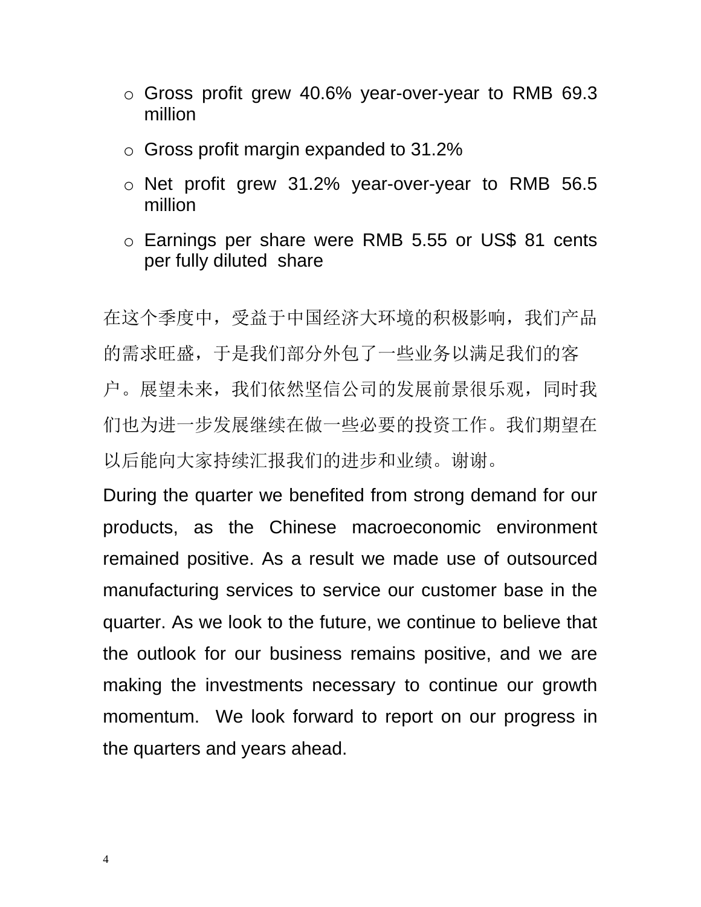- Gross profit grew 40.6% year-over-year to RMB 69.3 million
- Gross profit margin expanded to 31.2%
- Net profit grew 31.2% year-over-year to RMB 56.5 million
- Earnings per share were RMB 5.55 or US$ 81 cents per fully diluted share

在这个季度中，受益于中国经济大环境的积极影响，我们产品的需求旺盛，于是我们部分外包了一些业务以满足我们的客户。展望未来，我们依然坚信公司的发展前景很乐观，同时我们也为进一步发展继续在做一些必要的投资工作。我们期望在以后能向大家持续汇报我们的进步和业绩。谢谢。

During the quarter we benefited from strong demand for our products, as the Chinese macroeconomic environment remained positive. As a result we made use of outsourced manufacturing services to service our customer base in the quarter. As we look to the future, we continue to believe that the outlook for our business remains positive, and we are making the investments necessary to continue our growth momentum. We look forward to report on our progress in the quarters and years ahead.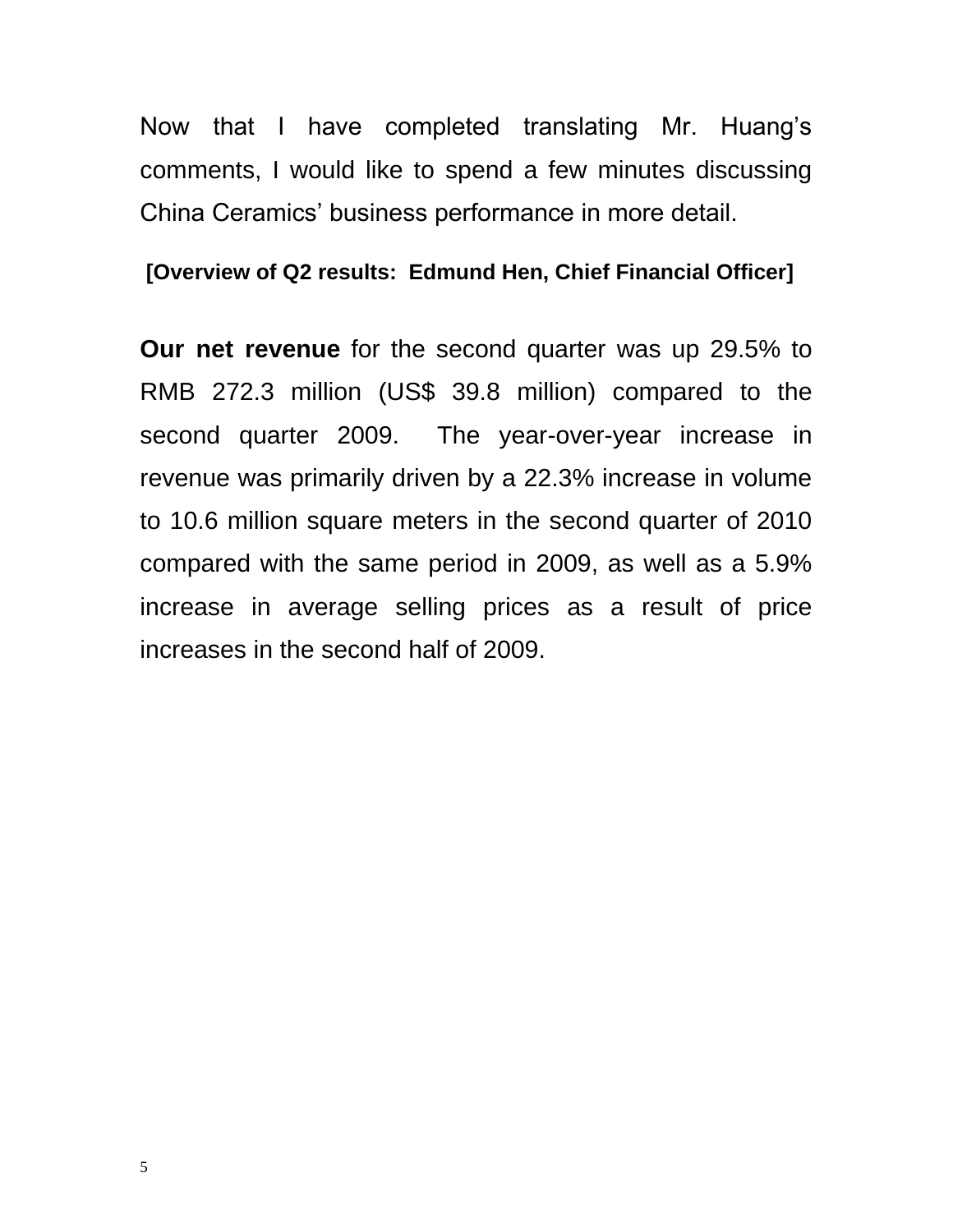Now that I have completed translating Mr. Huang's comments, I would like to spend a few minutes discussing China Ceramics' business performance in more detail.

**[Overview of Q2 results: Edmund Hen, Chief Financial Officer]**

**Our net revenue** for the second quarter was up 29.5% to RMB 272.3 million (US$ 39.8 million) compared to the second quarter 2009. The year-over-year increase in revenue was primarily driven by a 22.3% increase in volume to 10.6 million square meters in the second quarter of 2010 compared with the same period in 2009, as well as a 5.9% increase in average selling prices as a result of price increases in the second half of 2009.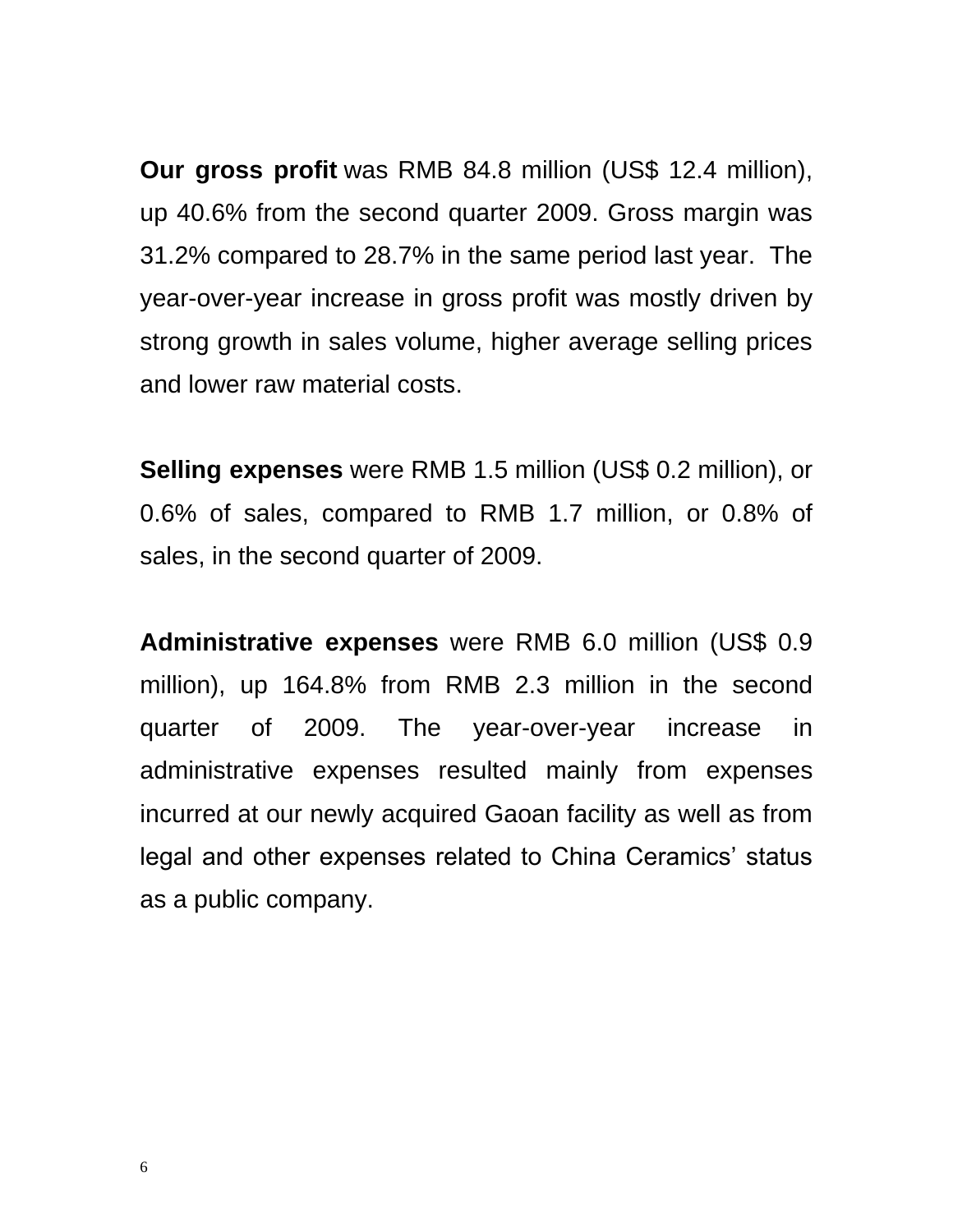**Our gross profit** was RMB 84.8 million (US$ 12.4 million), up 40.6% from the second quarter 2009. Gross margin was 31.2% compared to 28.7% in the same period last year. The year-over-year increase in gross profit was mostly driven by strong growth in sales volume, higher average selling prices and lower raw material costs.

**Selling expenses** were RMB 1.5 million (US$ 0.2 million), or 0.6% of sales, compared to RMB 1.7 million, or 0.8% of sales, in the second quarter of 2009.

**Administrative expenses** were RMB 6.0 million (US$ 0.9 million), up 164.8% from RMB 2.3 million in the second quarter of 2009. The year-over-year increase in administrative expenses resulted mainly from expenses incurred at our newly acquired Gaoan facility as well as from legal and other expenses related to China Ceramics' status as a public company.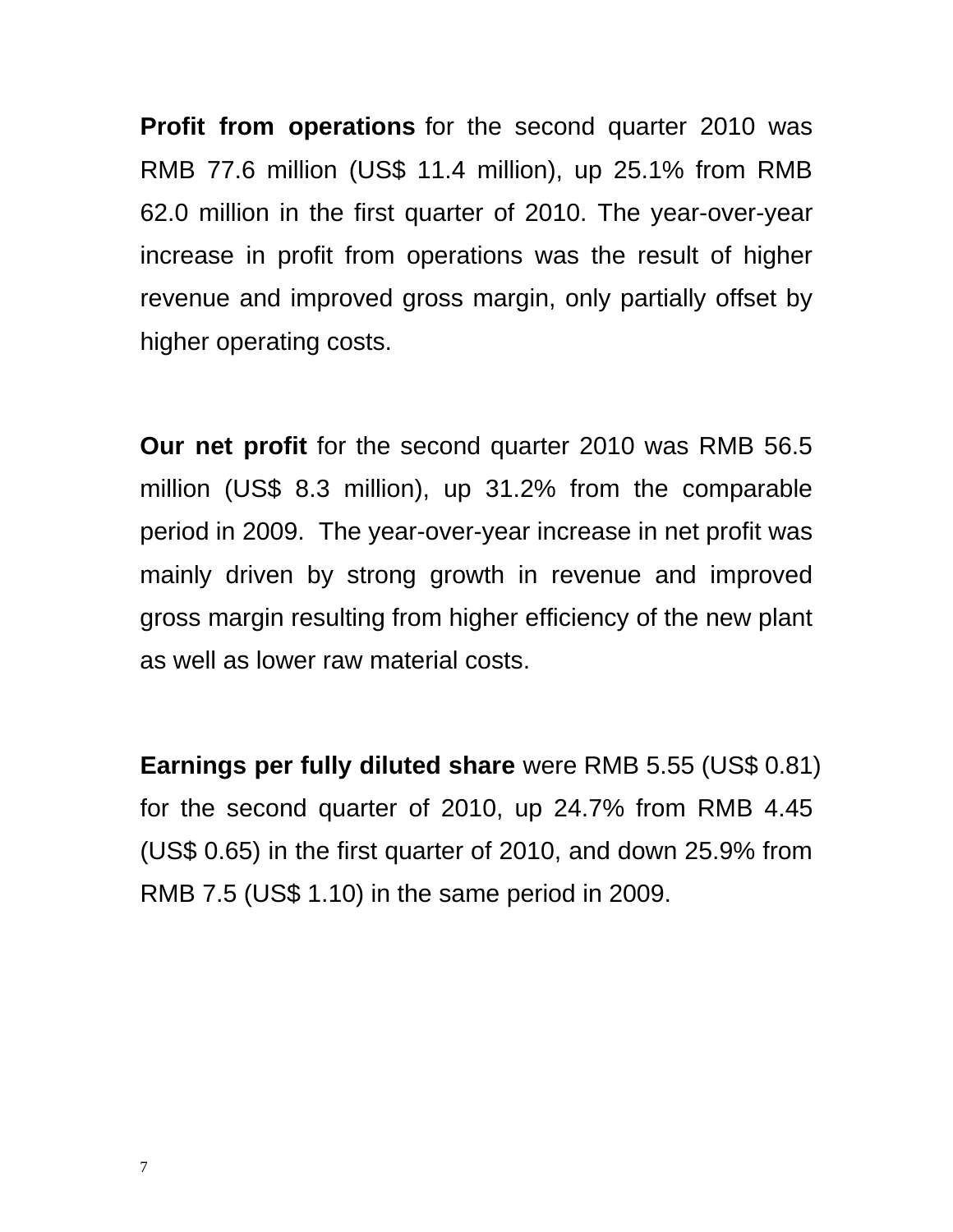**Profit from operations** for the second quarter 2010 was RMB 77.6 million (US$ 11.4 million), up 25.1% from RMB 62.0 million in the first quarter of 2010. The year-over-year increase in profit from operations was the result of higher revenue and improved gross margin, only partially offset by higher operating costs.

**Our net profit** for the second quarter 2010 was RMB 56.5 million (US$ 8.3 million), up 31.2% from the comparable period in 2009. The year-over-year increase in net profit was mainly driven by strong growth in revenue and improved gross margin resulting from higher efficiency of the new plant as well as lower raw material costs.

**Earnings per fully diluted share** were RMB 5.55 (US$ 0.81) for the second quarter of 2010, up 24.7% from RMB 4.45 (US$ 0.65) in the first quarter of 2010, and down 25.9% from RMB 7.5 (US$ 1.10) in the same period in 2009.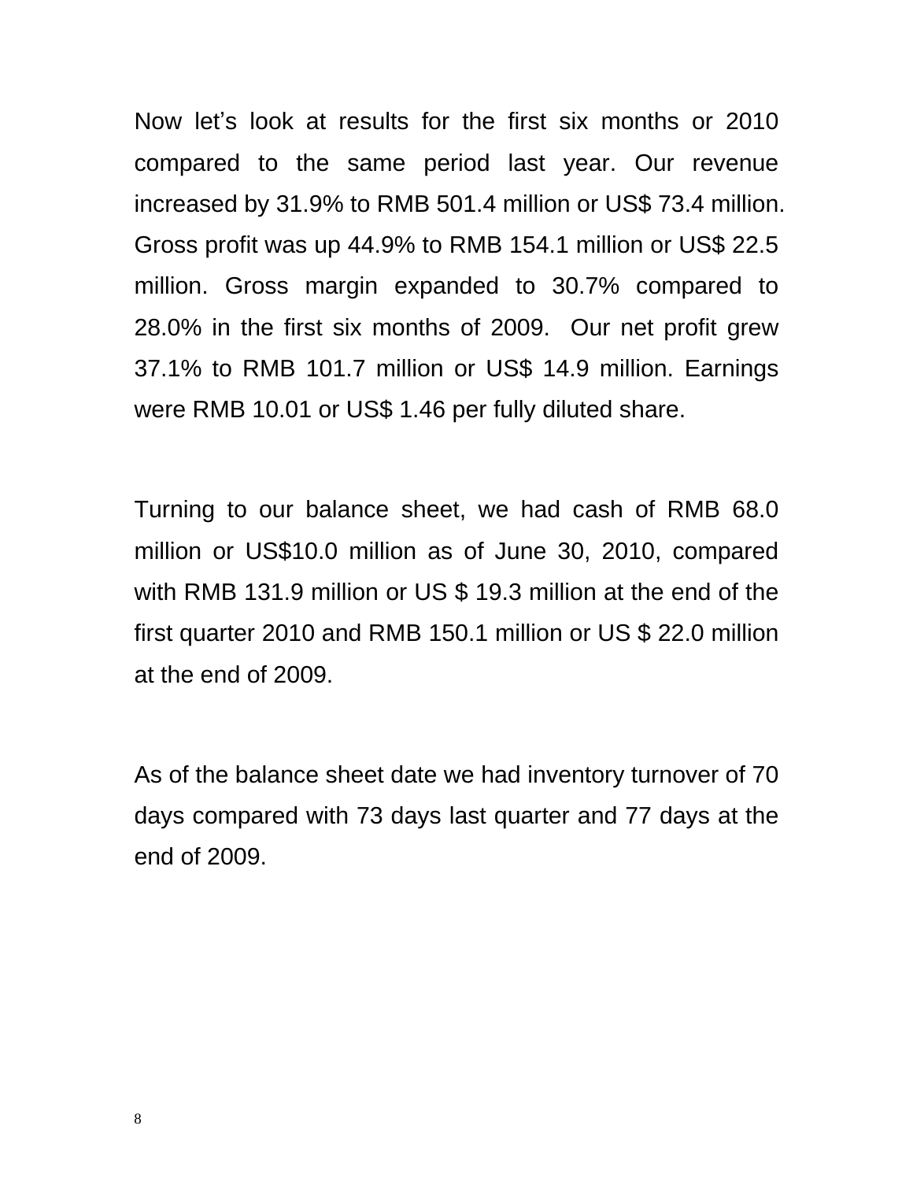Now let's look at results for the first six months or 2010 compared to the same period last year. Our revenue increased by 31.9% to RMB 501.4 million or US$ 73.4 million. Gross profit was up 44.9% to RMB 154.1 million or US$ 22.5 million. Gross margin expanded to 30.7% compared to 28.0% in the first six months of 2009. Our net profit grew 37.1% to RMB 101.7 million or US$ 14.9 million. Earnings were RMB 10.01 or US$ 1.46 per fully diluted share.

Turning to our balance sheet, we had cash of RMB 68.0 million or US$10.0 million as of June 30, 2010, compared with RMB 131.9 million or US $ 19.3 million at the end of the first quarter 2010 and RMB 150.1 million or US $ 22.0 million at the end of 2009.

As of the balance sheet date we had inventory turnover of 70 days compared with 73 days last quarter and 77 days at the end of 2009.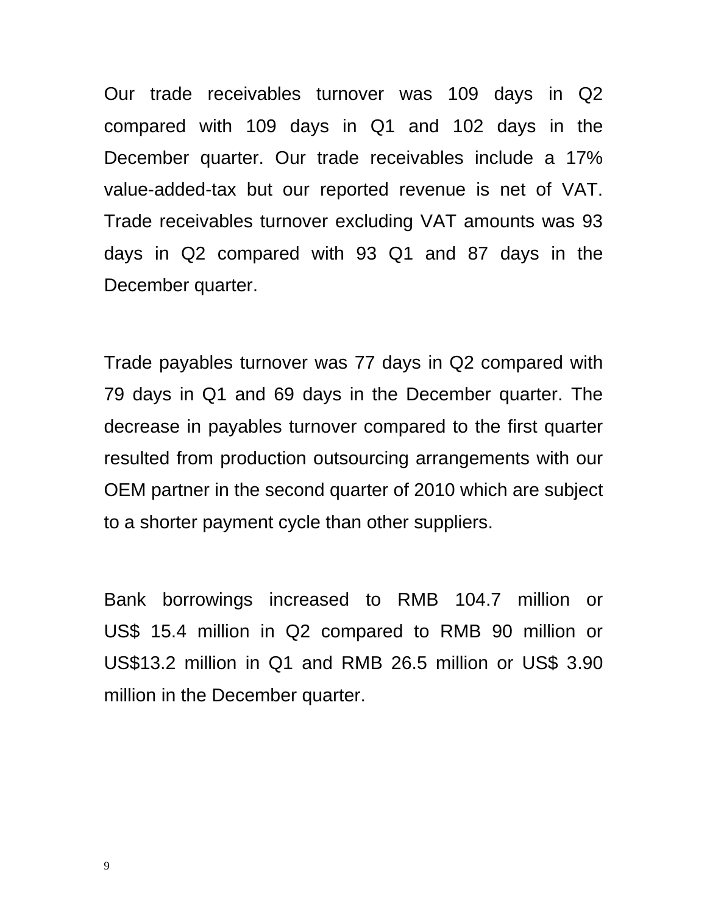Our trade receivables turnover was 109 days in Q2 compared with 109 days in Q1 and 102 days in the December quarter. Our trade receivables include a 17% value-added-tax but our reported revenue is net of VAT. Trade receivables turnover excluding VAT amounts was 93 days in Q2 compared with 93 Q1 and 87 days in the December quarter.

Trade payables turnover was 77 days in Q2 compared with 79 days in Q1 and 69 days in the December quarter. The decrease in payables turnover compared to the first quarter resulted from production outsourcing arrangements with our OEM partner in the second quarter of 2010 which are subject to a shorter payment cycle than other suppliers.

Bank borrowings increased to RMB 104.7 million or US$ 15.4 million in Q2 compared to RMB 90 million or US$13.2 million in Q1 and RMB 26.5 million or US$ 3.90 million in the December quarter.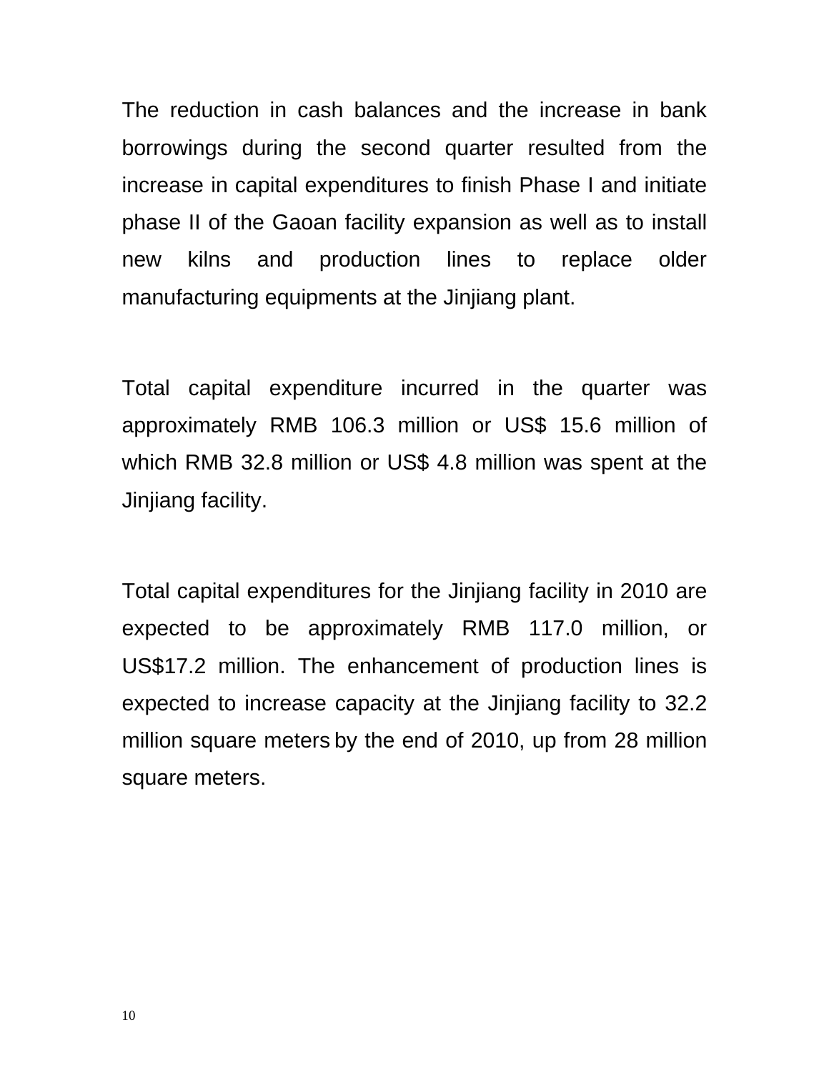The reduction in cash balances and the increase in bank borrowings during the second quarter resulted from the increase in capital expenditures to finish Phase I and initiate phase II of the Gaoan facility expansion as well as to install new kilns and production lines to replace older manufacturing equipments at the Jinjiang plant.

Total capital expenditure incurred in the quarter was approximately RMB 106.3 million or US$ 15.6 million of which RMB 32.8 million or US$ 4.8 million was spent at the Jinjiang facility.

Total capital expenditures for the Jinjiang facility in 2010 are expected to be approximately RMB 117.0 million, or US$17.2 million. The enhancement of production lines is expected to increase capacity at the Jinjiang facility to 32.2 million square meters by the end of 2010, up from 28 million square meters.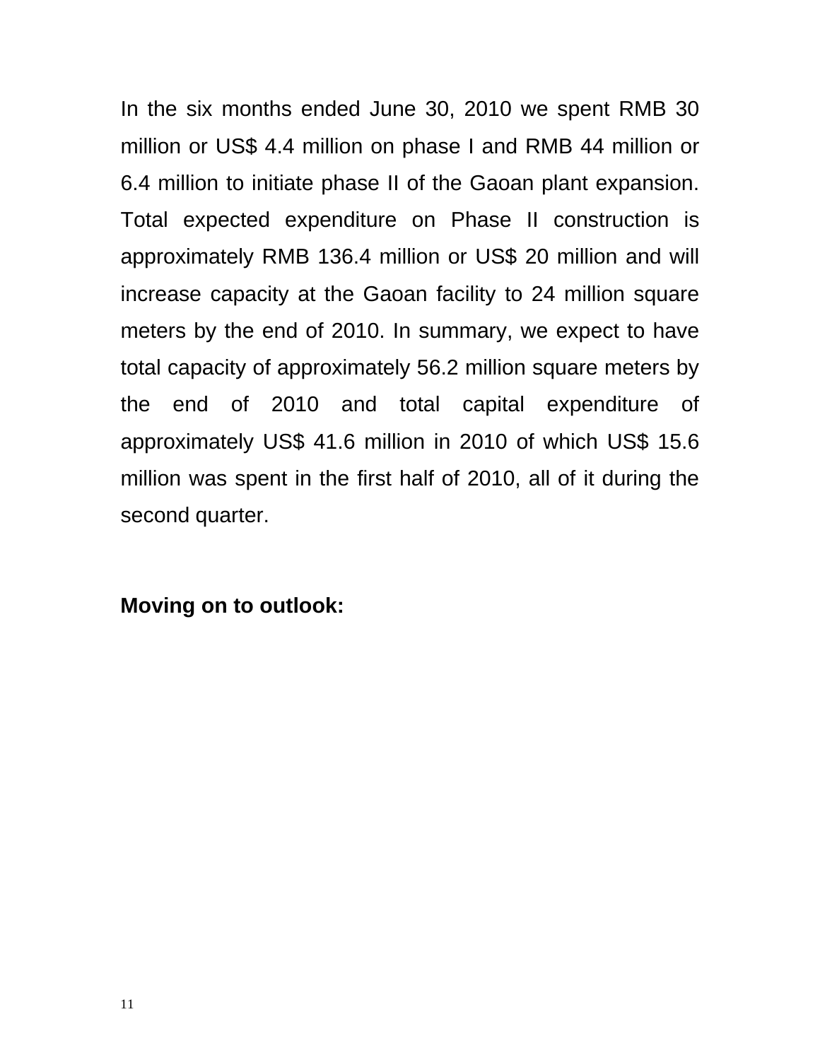In the six months ended June 30, 2010 we spent RMB 30 million or US$ 4.4 million on phase I and RMB 44 million or 6.4 million to initiate phase II of the Gaoan plant expansion. Total expected expenditure on Phase II construction is approximately RMB 136.4 million or US$ 20 million and will increase capacity at the Gaoan facility to 24 million square meters by the end of 2010. In summary, we expect to have total capacity of approximately 56.2 million square meters by the end of 2010 and total capital expenditure of approximately US$ 41.6 million in 2010 of which US$ 15.6 million was spent in the first half of 2010, all of it during the second quarter.

**Moving on to outlook:**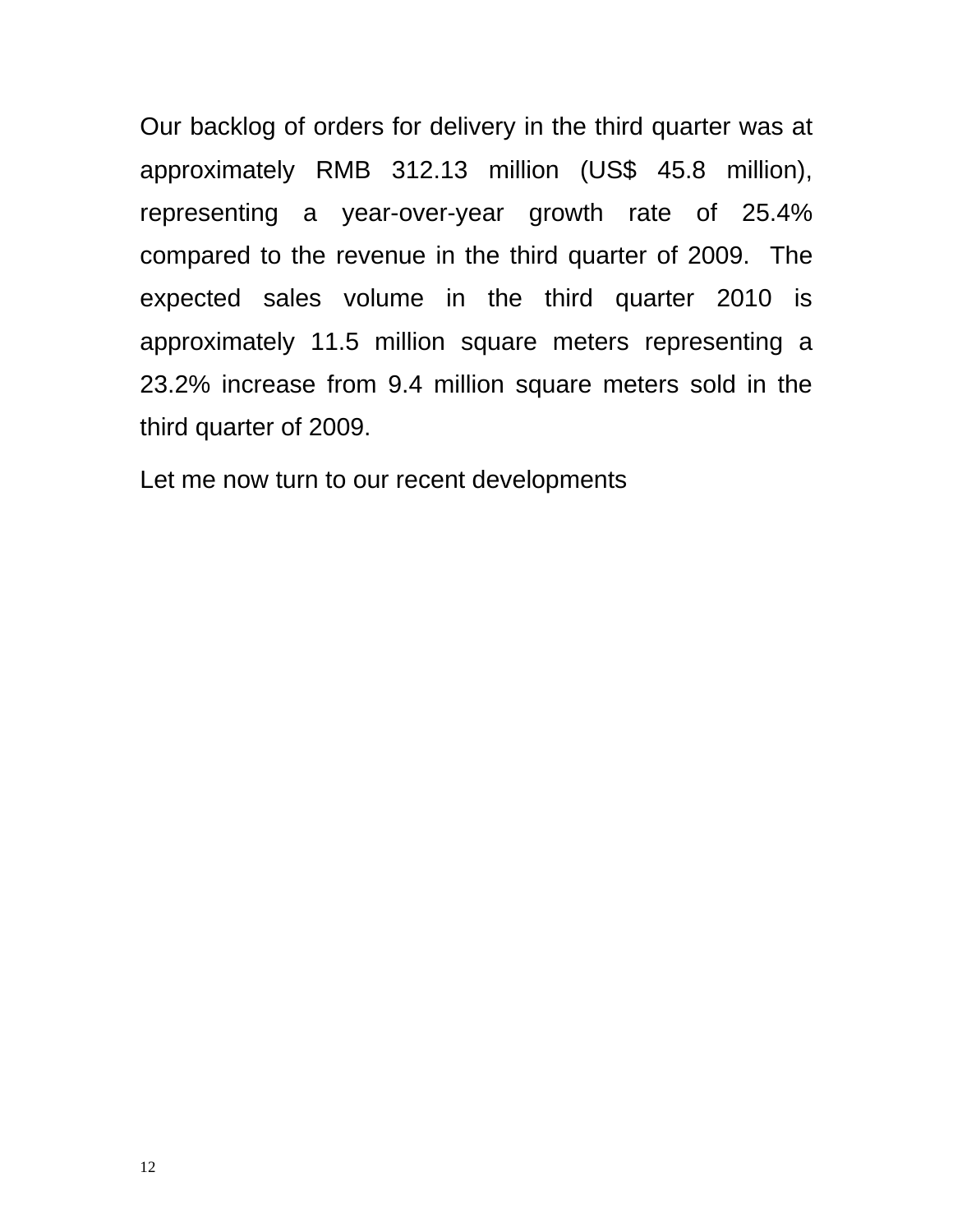Our backlog of orders for delivery in the third quarter was at approximately RMB 312.13 million (US$ 45.8 million), representing a year-over-year growth rate of 25.4% compared to the revenue in the third quarter of 2009. The expected sales volume in the third quarter 2010 is approximately 11.5 million square meters representing a 23.2% increase from 9.4 million square meters sold in the third quarter of 2009.

Let me now turn to our recent developments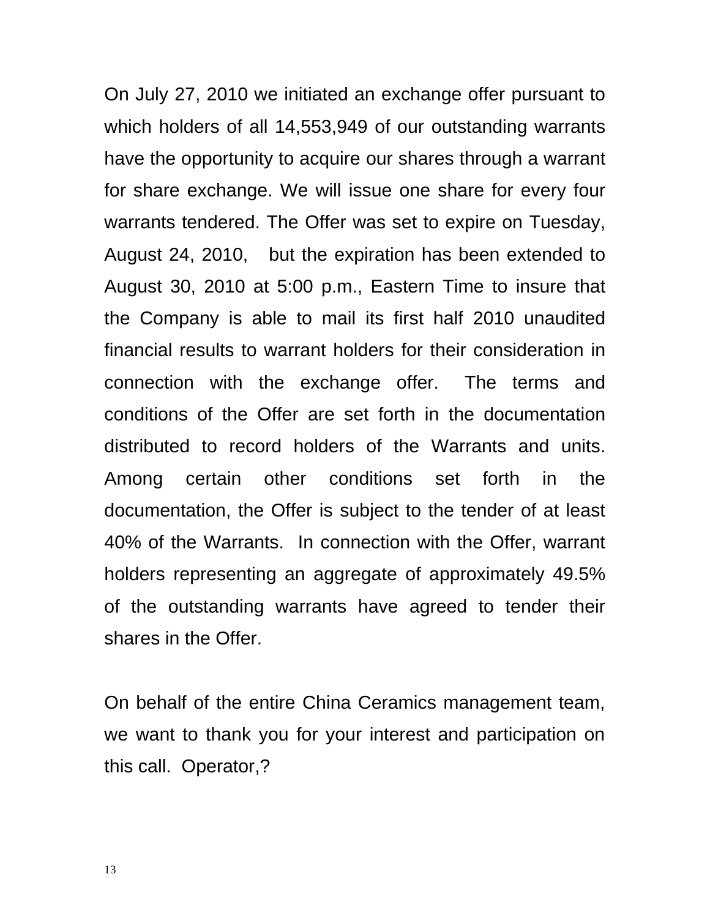On July 27, 2010 we initiated an exchange offer pursuant to which holders of all 14,553,949 of our outstanding warrants have the opportunity to acquire our shares through a warrant for share exchange. We will issue one share for every four warrants tendered. The Offer was set to expire on Tuesday, August 24, 2010, but the expiration has been extended to August 30, 2010 at 5:00 p.m., Eastern Time to insure that the Company is able to mail its first half 2010 unaudited financial results to warrant holders for their consideration in connection with the exchange offer. The terms and conditions of the Offer are set forth in the documentation distributed to record holders of the Warrants and units. Among certain other conditions set forth in the documentation, the Offer is subject to the tender of at least 40% of the Warrants. In connection with the Offer, warrant holders representing an aggregate of approximately 49.5% of the outstanding warrants have agreed to tender their shares in the Offer.

On behalf of the entire China Ceramics management team, we want to thank you for your interest and participation on this call. Operator,?